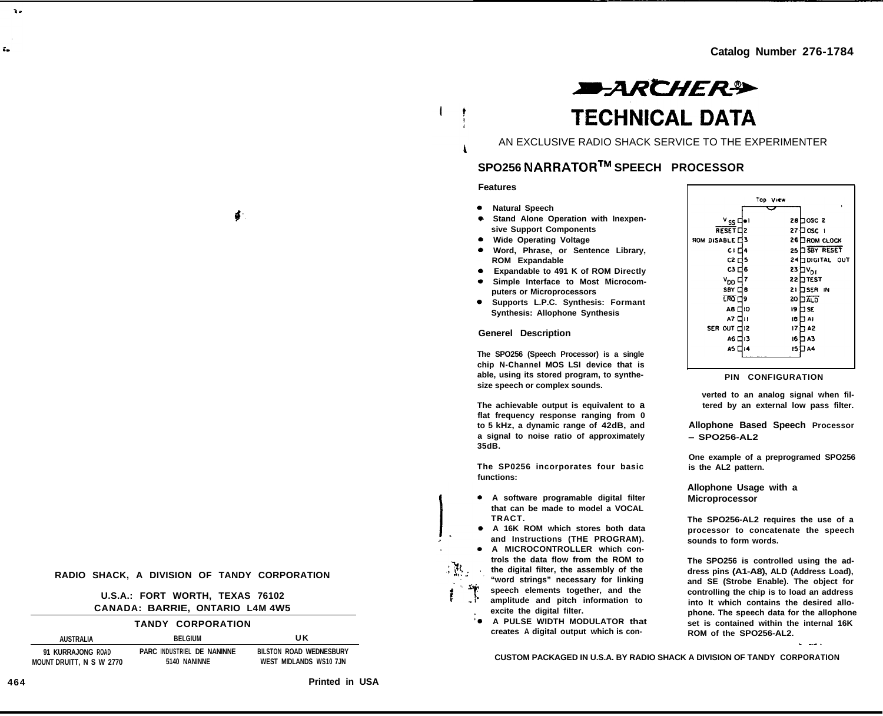Catalog Number 276-1784

# ARCHER® TECHNICAL DATA

AN EXCLUSIVE RADIO SHACK SERVICE TO THE EXPERIMENTER

## SPO256 NARRATOR™ SPEECH PROCESSOR

### Features

- Natural Speech
- Stand Alone Operation with Inexpensive Support Components
- Wide Operating Voltage
- Word, Phrase, or Sentence Library, ROM Expandable
- Expandable to 491 K of ROM Directly
- Simple Interface to Most Microcomputers or Microprocessors
- Supports L.P.C. Synthesis: Formant Synthesis: Allophone Synthesis

### Generel Description

The SPO256 (Speech Processor) is a single chip N-Channel MOS LSI device that is able, using its stored program, to synthesize speech or complex sounds.

The achievable output is equivalent to a flat frequency response ranging from 0 to 5 kHz, a dynamic range of 42dB, and a signal to noise ratio of approximately 35dB.

The SP0256 incorporates four basic functions:

- A software programable digital filter that can be made to model a VOCAL TRACT.
- A 16K ROM which stores both data and Instructions (THE PROGRAM).
- A MICROCONTROLLER which controls the data flow from the ROM to the digital filter, the assembly of the "word strings" necessary for linking speech elements together, and the amplitude and pitch information to excite the digital filter.
- A PULSE WIDTH MODULATOR that creates A digital output which is converted to an analog signal when filtered by an external low pass filter.

Top View

| Pin | Name | Pin | Name |
|---|---|---|---|
| 1 | $V_{SS}$ | 28 | OSC 2 |
| 2 | RESET | 27 | OSC 1 |
| 3 | ROM DISABLE | 26 | ROM CLOCK |
| 4 | C1 | 25 | SBY RESET |
| 5 | C2 | 24 | DIGITAL OUT |
| 6 | C3 | 23 | $V_{DI}$ |
| 7 | $V_{DD}$ | 22 | TEST |
| 8 | SBY | 21 | SER IN |
| 9 | LRQ | 20 | ALD |
| 10 | A8 | 19 | SE |
| 11 | A7 | 18 | A1 |
| 12 | SER OUT | 17 | A2 |
| 13 | A6 | 16 | A3 |
| 14 | A5 | 15 | A4 |

PIN CONFIGURATION

### Allophone Based Speech Processor – SPO256-AL2

One example of a preprogramed SPO256 is the AL2 pattern.

### Allophone Usage with a Microprocessor

The SPO256-AL2 requires the use of a processor to concatenate the speech sounds to form words.

The SPO256 is controlled using the address pins (A1-A8), ALD (Address Load), and SE (Strobe Enable). The object for controlling the chip is to load an address into It which contains the desired allophone. The speech data for the allophone set is contained within the internal 16K ROM of the SPO256-AL2.

CUSTOM PACKAGED IN U.S.A. BY RADIO SHACK A DIVISION OF TANDY CORPORATION

RADIO SHACK, A DIVISION OF TANDY CORPORATION

U.S.A.: FORT WORTH, TEXAS 76102
CANADA: BARRIE, ONTARIO L4M 4W5

TANDY CORPORATION

| AUSTRALIA | BELGIUM | UK |
|---|---|---|
| 91 KURRAJONG ROAD MOUNT DRUITT, N S W 2770 | PARC INDUSTRIEL DE NANINNE 5140 NANINNE | BILSTON ROAD WEDNESBURY WEST MIDLANDS WS10 7JN |

464

Printed in USA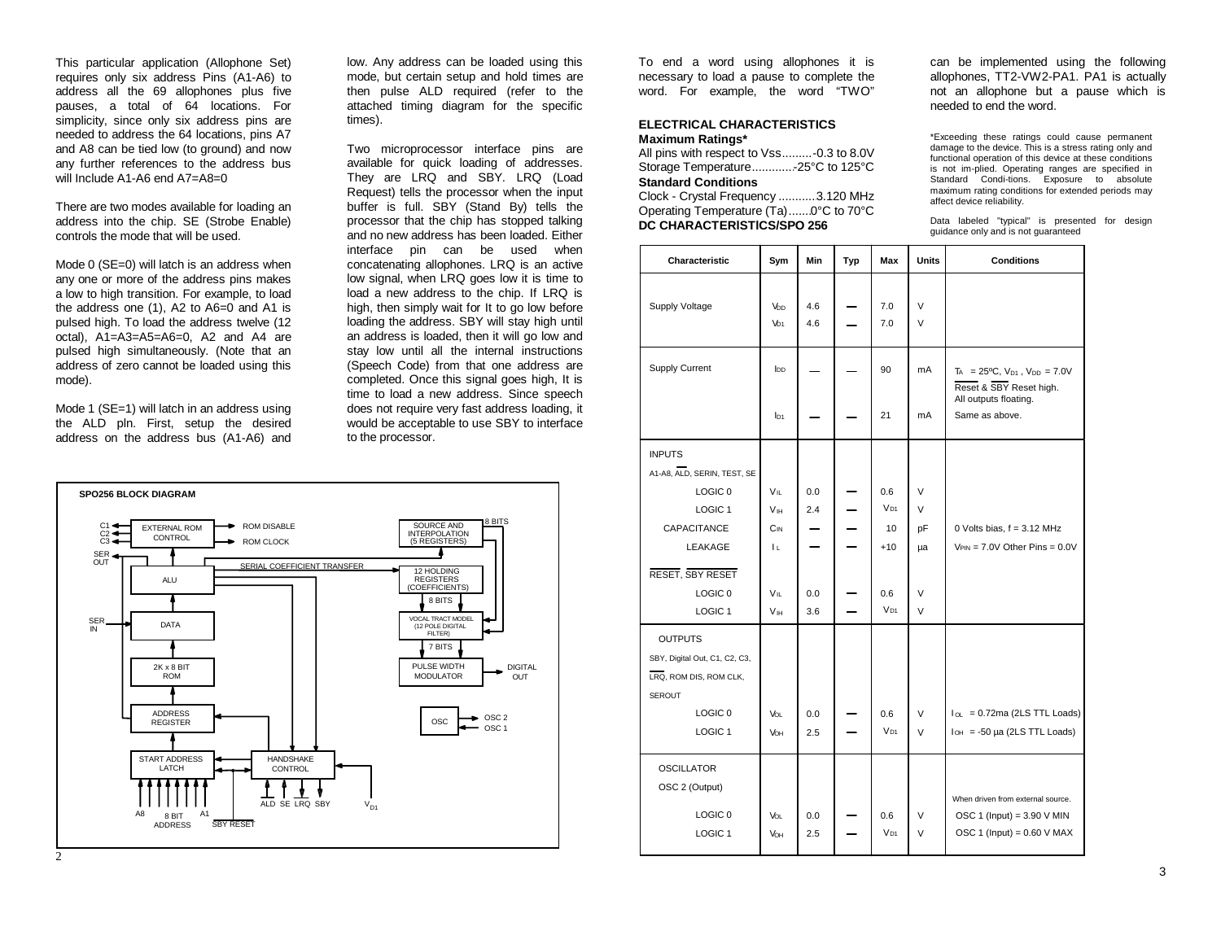This particular application (Allophone Set) requires only six address Pins (A1-A6) to address all the 69 allophones plus five pauses, a total of 64 locations. For simplicity, since only six address pins are needed to address the 64 locations, pins A7 and A8 can be tied low (to ground) and now any further references to the address bus will Include A1-A6 end A7=A8=0

There are two modes available for loading an address into the chip. SE (Strobe Enable) controls the mode that will be used.

Mode 0 (SE=0) will latch is an address when any one or more of the address pins makes a low to high transition. For example, to load the address one (1), A2 to A6=0 and A1 is pulsed high. To load the address twelve (12 octal), A1=A3=A5=A6=0, A2 and A4 are pulsed high simultaneously. (Note that an address of zero cannot be loaded using this mode).

Mode 1 (SE=1) will latch in an address using the ALD pln. First, setup the desired address on the address bus (A1-A6) and low. Any address can be loaded using this mode, but certain setup and hold times are then pulse ALD required (refer to the attached timing diagram for the specific times).

Two microprocessor interface pins are available for quick loading of addresses. They are LRQ and SBY. LRQ (Load Request) tells the processor when the input buffer is full. SBY (Stand By) tells the processor that the chip has stopped talking and no new address has been loaded. Either interface pin can be used when concatenating allophones. LRQ is an active low signal, when LRQ goes low it is time to load a new address to the chip. If LRQ is high, then simply wait for It to go low before loading the address. SBY will stay high until an address is loaded, then it will go low and stay low until all the internal instructions (Speech Code) from that one address are completed. Once this signal goes high, It is time to load a new address. Since speech does not require very fast address loading, it would be acceptable to use SBY to interface to the processor.

**SPO256 BLOCK DIAGRAM**

To end a word using allophones it is necessary to load a pause to complete the word. For example, the word "TWO" can be implemented using the following allophones, TT2-VW2-PA1. PA1 is actually not an allophone but a pause which is needed to end the word.

## ELECTRICAL CHARACTERISTICS

**Maximum Ratings***

All pins with respect to Vss.........-0.3 to 8.0V
Storage Temperature............-25°C to 125°C

**Standard Conditions**

Clock - Crystal Frequency ...........3.120 MHz
Operating Temperature (Ta).......0°C to 70°C

*Exceeding these ratings could cause permanent damage to the device. This is a stress rating only and functional operation of this device at these conditions is not im-plied. Operating ranges are specified in Standard Condi-tions. Exposure to absolute maximum rating conditions for extended periods may affect device reliability.

Data labeled "typical" is presented for design guidance only and is not guaranteed

**DC CHARACTERISTICS/SPO 256**

| Characteristic | Sym | Min | Typ | Max | Units | Conditions |
|---|---|---|---|---|---|---|
| Supply Voltage | $V_{DD}$ | 4.6 | — | 7.0 | V | |
| | $V_{D1}$ | 4.6 | — | 7.0 | V | |
| Supply Current | $I_{DD}$ | — | — | 90 | mA | $T_A$ = 25ºC, $V_{D1}$, $V_{DD}$ = 7.0V Reset & SBY Reset high. All outputs floating. |
| | $I_{D1}$ | — | — | 21 | mA | Same as above. |
| INPUTS | | | | | | |
| A1-A8, ALD, SERIN, TEST, SE | | | | | | |
| LOGIC 0 | $V_{IL}$ | 0.0 | — | 0.6 | V | |
| LOGIC 1 | $V_{IH}$ | 2.4 | — | $V_{D1}$ | V | |
| CAPACITANCE | $C_{IN}$ | — | — | 10 | pF | 0 Volts bias, f = 3.12 MHz |
| LEAKAGE | $I_L$ | — | — | +10 | µa | $V_{PIN}$ = 7.0V Other Pins = 0.0V |
| RESET, SBY RESET | | | | | | |
| LOGIC 0 | $V_{IL}$ | 0.0 | — | 0.6 | V | |
| LOGIC 1 | $V_{IH}$ | 3.6 | — | $V_{D1}$ | V | |
| OUTPUTS | | | | | | |
| SBY, Digital Out, C1, C2, C3, LRQ, ROM DIS, ROM CLK, SEROUT | | | | | | |
| LOGIC 0 | $V_{OL}$ | 0.0 | — | 0.6 | V | $I_{OL}$ = 0.72ma (2LS TTL Loads) |
| LOGIC 1 | $V_{OH}$ | 2.5 | — | $V_{D1}$ | V | $I_{OH}$ = -50 µa (2LS TTL Loads) |
| OSCILLATOR | | | | | | |
| OSC 2 (Output) | | | | | | When driven from external source. |
| LOGIC 0 | $V_{OL}$ | 0.0 | — | 0.6 | V | OSC 1 (Input) = 3.90 V MIN |
| LOGIC 1 | $V_{OH}$ | 2.5 | — | $V_{D1}$ | V | OSC 1 (Input) = 0.60 V MAX |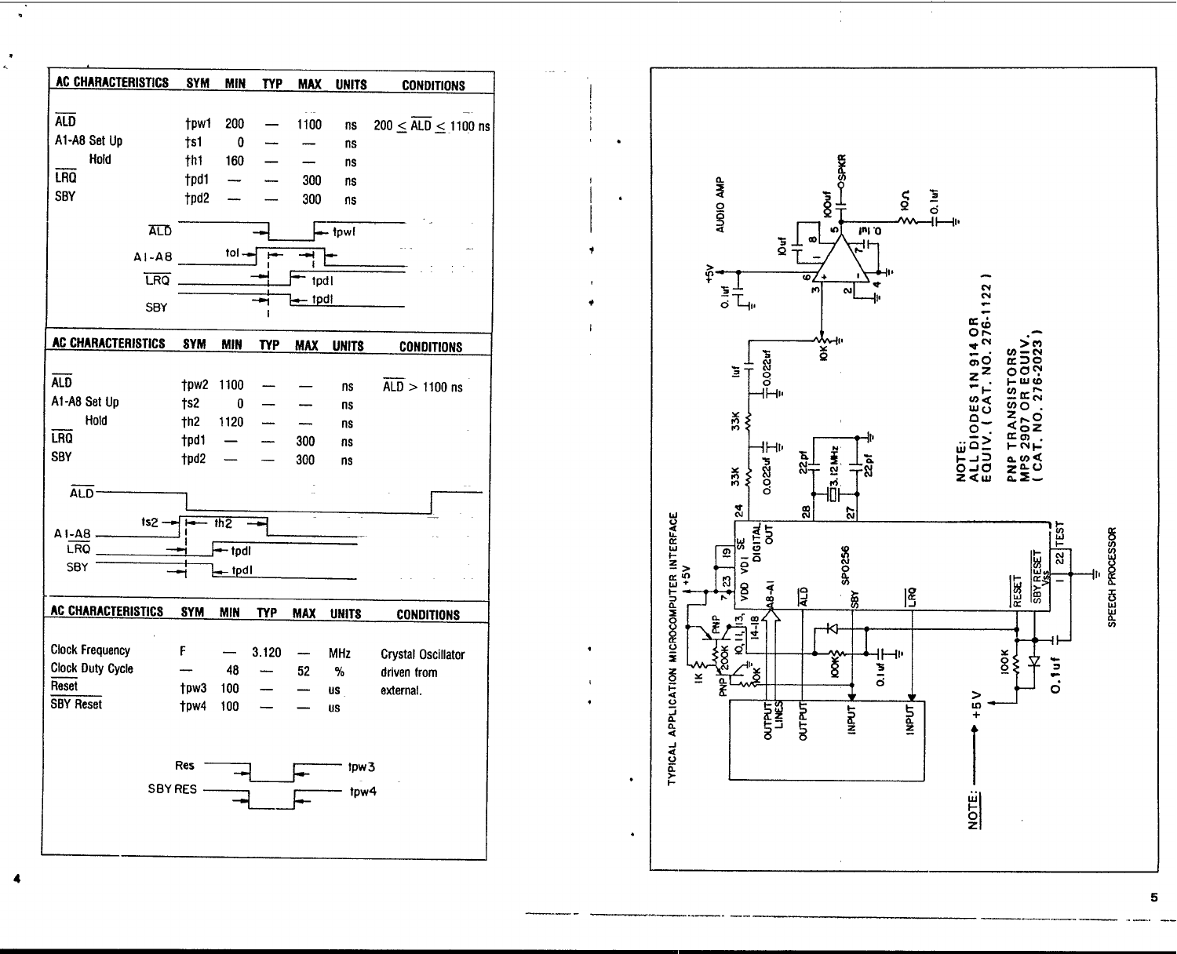| AC CHARACTERISTICS | SYM | MIN | TYP | MAX | UNITS | CONDITIONS |
|---|---|---|---|---|---|---|
| $\overline{ALD}$ | tpw1 | 200 | — | 1100 | ns | 200 ≤ $\overline{ALD}$ ≤ 1100 ns |
| A1-A8 Set Up | ts1 | 0 | — | — | ns | |
| Hold | th1 | 160 | — | — | ns | |
| $\overline{LRQ}$ | tpd1 | — | — | 300 | ns | |
| SBY | tpd2 | — | — | 300 | ns | |

$\overline{ALD}$ — tpwl
A1-A8 — tol
$\overline{LRQ}$ — tpdl
SBY — tpdl

| AC CHARACTERISTICS | SYM | MIN | TYP | MAX | UNITS | CONDITIONS |
|---|---|---|---|---|---|---|
| $\overline{ALD}$ | tpw2 | 1100 | — | — | ns | $\overline{ALD}$ > 1100 ns |
| A1-A8 Set Up | ts2 | 0 | — | — | ns | |
| Hold | th2 | 1120 | — | — | ns | |
| $\overline{LRQ}$ | tpd1 | — | — | 300 | ns | |
| SBY | tpd2 | — | — | 300 | ns | |

$\overline{ALD}$
A1-A8 — ts2 — th2
$\overline{LRQ}$ — tpdl
SBY — tpdl

| AC CHARACTERISTICS | SYM | MIN | TYP | MAX | UNITS | CONDITIONS |
|---|---|---|---|---|---|---|
| Clock Frequency | F | — | 3.120 | — | MHz | Crystal Oscillator |
| Clock Duty Cycle | — | 48 | — | 52 | % | driven from |
| $\overline{Reset}$ | tpw3 | 100 | — | — | us | external. |
| $\overline{SBY\ Reset}$ | tpw4 | 100 | — | — | us | |

Res — tpw3
SBY RES — tpw4

TYPICAL APPLICATION MICROCOMPUTER INTERFACE

AUDIO AMP

SPEECH PROCESSOR

SP0256

NOTE:
ALL DIODES 1N 914 OR EQUIV. (CAT. NO. 276-1122)

PNP TRANSISTORS MPS 2907 OR EQUIV. (CAT. NO. 276-2023)

NOTE: ⟶ +5 V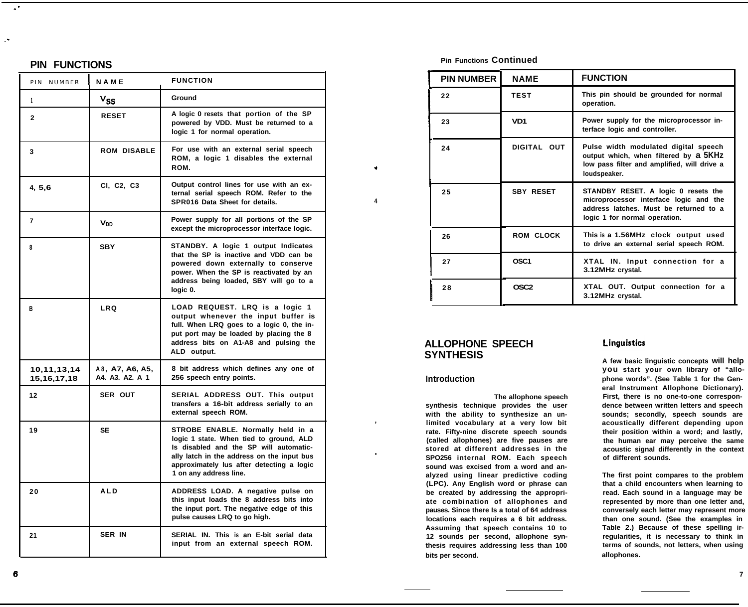## PIN FUNCTIONS

| PIN NUMBER | NAME | FUNCTION |
|---|---|---|
| 1 | $V_{SS}$ | Ground |
| 2 | RESET | A logic 0 resets that portion of the SP powered by VDD. Must be returned to a logic 1 for normal operation. |
| 3 | ROM DISABLE | For use with an external serial speech ROM, a logic 1 disables the external ROM. |
| 4, 5,6 | Cl, C2, C3 | Output control lines for use with an external serial speech ROM. Refer to the SPR016 Data Sheet for details. |
| 7 | $V_{DD}$ | Power supply for all portions of the SP except the microprocessor interface logic. |
| 8 | SBY | STANDBY. A logic 1 output Indicates that the SP is inactive and VDD can be powered down externally to conserve power. When the SP is reactivated by an address being loaded, SBY will go to a logic 0. |
| B | LRQ | LOAD REQUEST. LRQ is a logic 1 output whenever the input buffer is full. When LRQ goes to a logic 0, the input port may be loaded by placing the 8 address bits on A1-A8 and pulsing the ALD output. |
| 10,11,13,14 15,16,17,18 | A8, A7, A6, A5, A4. A3. A2. A 1 | 8 bit address which defines any one of 256 speech entry points. |
| 12 | SER OUT | SERIAL ADDRESS OUT. This output transfers a 16-bit address serially to an external speech ROM. |
| 19 | SE | STROBE ENABLE. Normally held in a logic 1 state. When tied to ground, ALD Is disabled and the SP will automatically latch in the address on the input bus approximately lus after detecting a logic 1 on any address line. |
| 20 | ALD | ADDRESS LOAD. A negative pulse on this input loads the 8 address bits into the input port. The negative edge of this pulse causes LRQ to go high. |
| 21 | SER IN | SERIAL IN. This is an E-bit serial data input from an external speech ROM. |

Pin Functions **Continued**

| PIN NUMBER | NAME | FUNCTION |
|---|---|---|
| 22 | TEST | This pin should be grounded for normal operation. |
| 23 | VD1 | Power supply for the microprocessor interface logic and controller. |
| 24 | DIGITAL OUT | Pulse width modulated digital speech output which, when filtered by a 5KHz low pass filter and amplified, will drive a loudspeaker. |
| 25 | SBY RESET | STANDBY RESET. A logic 0 resets the microprocessor interface logic and the address latches. Must be returned to a logic 1 for normal operation. |
| 26 | ROM CLOCK | This is a 1.56MHz clock output used to drive an external serial speech ROM. |
| 27 | OSC1 | XTAL IN. Input connection for a 3.12MHz crystal. |
| 28 | OSC2 | XTAL OUT. Output connection for a 3.12MHz crystal. |

## ALLOPHONE SPEECH SYNTHESIS

### Introduction

The allophone speech synthesis technique provides the user with the ability to synthesize an unlimited vocabulary at a very low bit rate. Fifty-nine discrete speech sounds (called allophones) are five pauses are stored at different addresses in the SPO256 internal ROM. Each speech sound was excised from a word and analyzed using linear predictive coding (LPC). Any English word or phrase can be created by addressing the appropriate combination of allophones and pauses. Since there Is a total of 64 address locations each requires a 6 bit address. Assuming that speech contains 10 to 12 sounds per second, allophone synthesis requires addressing less than 100 bits per second.

### Linguistics

A few basic linguistic concepts will help you start your own library of "allophone words". (See Table 1 for the General Instrument Allophone Dictionary). First, there is no one-to-one correspondence between written letters and speech sounds; secondly, speech sounds are acoustically different depending upon their position within a word; and lastly, the human ear may perceive the same acoustic signal differently in the context of different sounds.

The first point compares to the problem that a child encounters when learning to read. Each sound in a language may be represented by more than one letter and, conversely each letter may represent more than one sound. (See the examples in Table 2.) Because of these spelling irregularities, it is necessary to think in terms of sounds, not letters, when using allophones.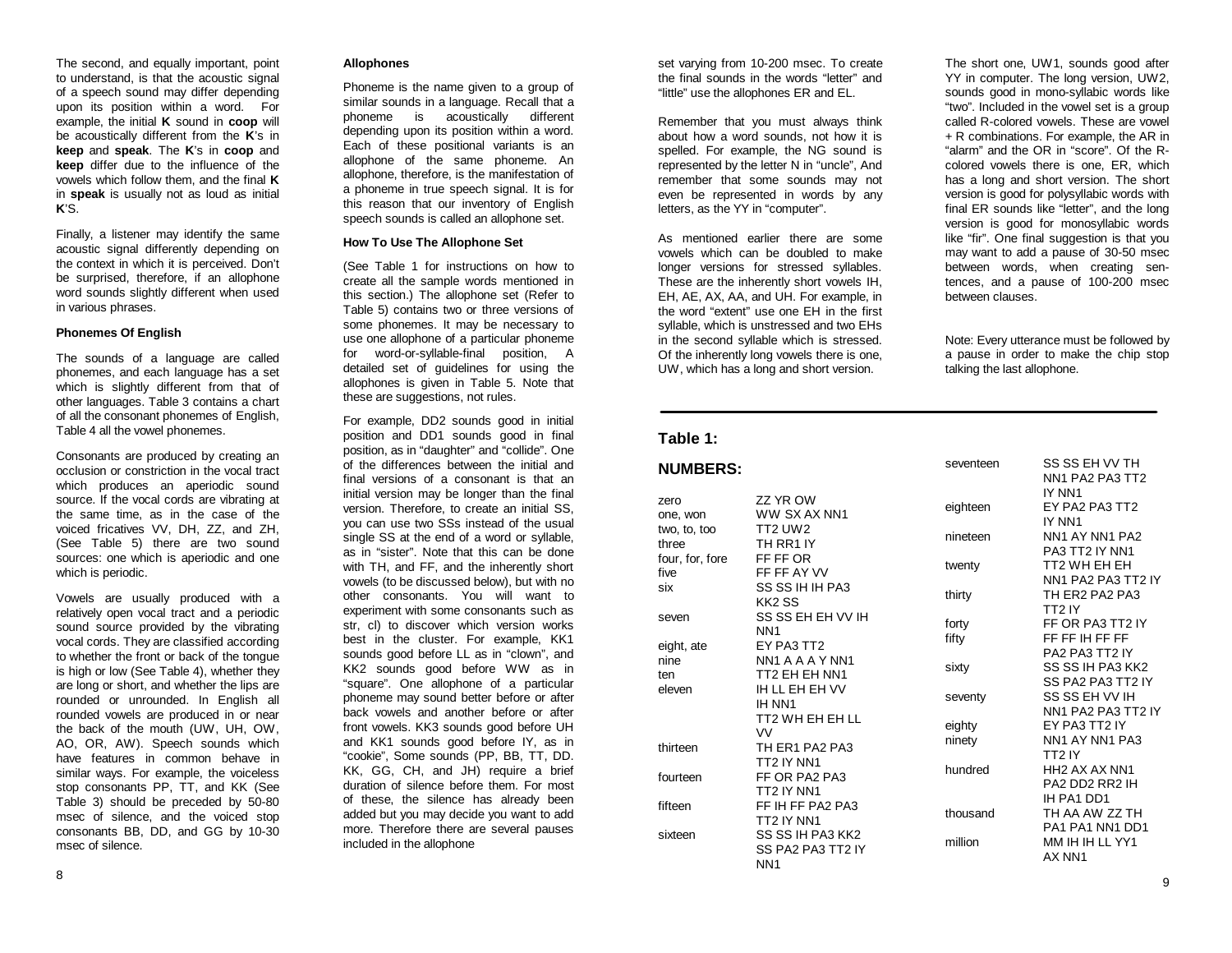The second, and equally important, point to understand, is that the acoustic signal of a speech sound may differ depending upon its position within a word. For example, the initial **K** sound in **coop** will be acoustically different from the **K**'s in **keep** and **speak**. The **K**'s in **coop** and **keep** differ due to the influence of the vowels which follow them, and the final **K** in **speak** is usually not as loud as initial **K**'S.

Finally, a listener may identify the same acoustic signal differently depending on the context in which it is perceived. Don't be surprised, therefore, if an allophone word sounds slightly different when used in various phrases.

#### Phonemes Of English

The sounds of a language are called phonemes, and each language has a set which is slightly different from that of other languages. Table 3 contains a chart of all the consonant phonemes of English, Table 4 all the vowel phonemes.

Consonants are produced by creating an occlusion or constriction in the vocal tract which produces an aperiodic sound source. If the vocal cords are vibrating at the same time, as in the case of the voiced fricatives VV, DH, ZZ, and ZH, (See Table 5) there are two sound sources: one which is aperiodic and one which is periodic.

Vowels are usually produced with a relatively open vocal tract and a periodic sound source provided by the vibrating vocal cords. They are classified according to whether the front or back of the tongue is high or low (See Table 4), whether they are long or short, and whether the lips are rounded or unrounded. In English all rounded vowels are produced in or near the back of the mouth (UW, UH, OW, AO, OR, AW). Speech sounds which have features in common behave in similar ways. For example, the voiceless stop consonants PP, TT, and KK (See Table 3) should be preceded by 50-80 msec of silence, and the voiced stop consonants BB, DD, and GG by 10-30 msec of silence.

#### Allophones

Phoneme is the name given to a group of similar sounds in a language. Recall that a phoneme is acoustically different depending upon its position within a word. Each of these positional variants is an allophone of the same phoneme. An allophone, therefore, is the manifestation of a phoneme in true speech signal. It is for this reason that our inventory of English speech sounds is called an allophone set.

#### How To Use The Allophone Set

(See Table 1 for instructions on how to create all the sample words mentioned in this section.) The allophone set (Refer to Table 5) contains two or three versions of some phonemes. It may be necessary to use one allophone of a particular phoneme for word-or-syllable-final position, A detailed set of guidelines for using the allophones is given in Table 5. Note that these are suggestions, not rules.

For example, DD2 sounds good in initial position and DD1 sounds good in final position, as in "daughter" and "collide". One of the differences between the initial and final versions of a consonant is that an initial version may be longer than the final version. Therefore, to create an initial SS, you can use two SSs instead of the usual single SS at the end of a word or syllable, as in "sister". Note that this can be done with TH, and FF, and the inherently short vowels (to be discussed below), but with no other consonants. You will want to experiment with some consonants such as str, cl) to discover which version works best in the cluster. For example, KK1 sounds good before LL as in "clown", and KK2 sounds good before WW as in "square". One allophone of a particular phoneme may sound better before or after back vowels and another before or after front vowels. KK3 sounds good before UH and KK1 sounds good before IY, as in "cookie", Some sounds (PP, BB, TT, DD. KK, GG, CH, and JH) require a brief duration of silence before them. For most of these, the silence has already been added but you may decide you want to add more. Therefore there are several pauses included in the allophone set varying from 10-200 msec. To create the final sounds in the words "letter" and "little" use the allophones ER and EL.

Remember that you must always think about how a word sounds, not how it is spelled. For example, the NG sound is represented by the letter N in "uncle", And remember that some sounds may not even be represented in words by any letters, as the YY in "computer".

As mentioned earlier there are some vowels which can be doubled to make longer versions for stressed syllables. These are the inherently short vowels IH, EH, AE, AX, AA, and UH. For example, in the word "extent" use one EH in the first syllable, which is unstressed and two EHs in the second syllable which is stressed. Of the inherently long vowels there is one, UW, which has a long and short version. The short one, UW1, sounds good after YY in computer. The long version, UW2, sounds good in mono-syllabic words like "two". Included in the vowel set is a group called R-colored vowels. These are vowel + R combinations. For example, the AR in "alarm" and the OR in "score". Of the R-colored vowels there is one, ER, which has a long and short version. The short version is good for polysyllabic words with final ER sounds like "letter", and the long version is good for monosyllabic words like "fir". One final suggestion is that you may want to add a pause of 30-50 msec between words, when creating sentences, and a pause of 100-200 msec between clauses.

Note: Every utterance must be followed by a pause in order to make the chip stop talking the last allophone.

## Table 1:

### NUMBERS:

| Word | Allophones |
|---|---|
| zero | ZZ YR OW |
| one, won | WW SX AX NN1 |
| two, to, too | TT2 UW2 |
| three | TH RR1 IY |
| four, for, fore | FF FF OR |
| five | FF FF AY VV |
| six | SS SS IH IH PA3 KK2 SS |
| seven | SS SS EH EH VV IH NN1 |
| eight, ate | EY PA3 TT2 |
| nine | NN1 A A A Y NN1 |
| ten | TT2 EH EH NN1 |
| eleven | IH LL EH EH VV IH NN1 |
| | TT2 WH EH EH LL VV |
| thirteen | TH ER1 PA2 PA3 TT2 IY NN1 |
| fourteen | FF OR PA2 PA3 TT2 IY NN1 |
| fifteen | FF IH FF PA2 PA3 TT2 IY NN1 |
| sixteen | SS SS IH PA3 KK2 SS PA2 PA3 TT2 IY NN1 |
| seventeen | SS SS EH VV TH NN1 PA2 PA3 TT2 IY NN1 |
| eighteen | EY PA2 PA3 TT2 IY NN1 |
| nineteen | NN1 AY NN1 PA2 PA3 TT2 IY NN1 |
| twenty | TT2 WH EH EH NN1 PA2 PA3 TT2 IY |
| thirty | TH ER2 PA2 PA3 TT2 IY |
| forty | FF OR PA3 TT2 IY |
| fifty | FF FF IH FF FF PA2 PA3 TT2 IY |
| sixty | SS SS IH PA3 KK2 SS PA2 PA3 TT2 IY |
| seventy | SS SS EH VV IH NN1 PA2 PA3 TT2 IY |
| eighty | EY PA3 TT2 IY |
| ninety | NN1 AY NN1 PA3 TT2 IY |
| hundred | HH2 AX AX NN1 PA2 DD2 RR2 IH IH PA1 DD1 |
| thousand | TH AA AW ZZ TH PA1 PA1 NN1 DD1 |
| million | MM IH IH LL YY1 AX NN1 |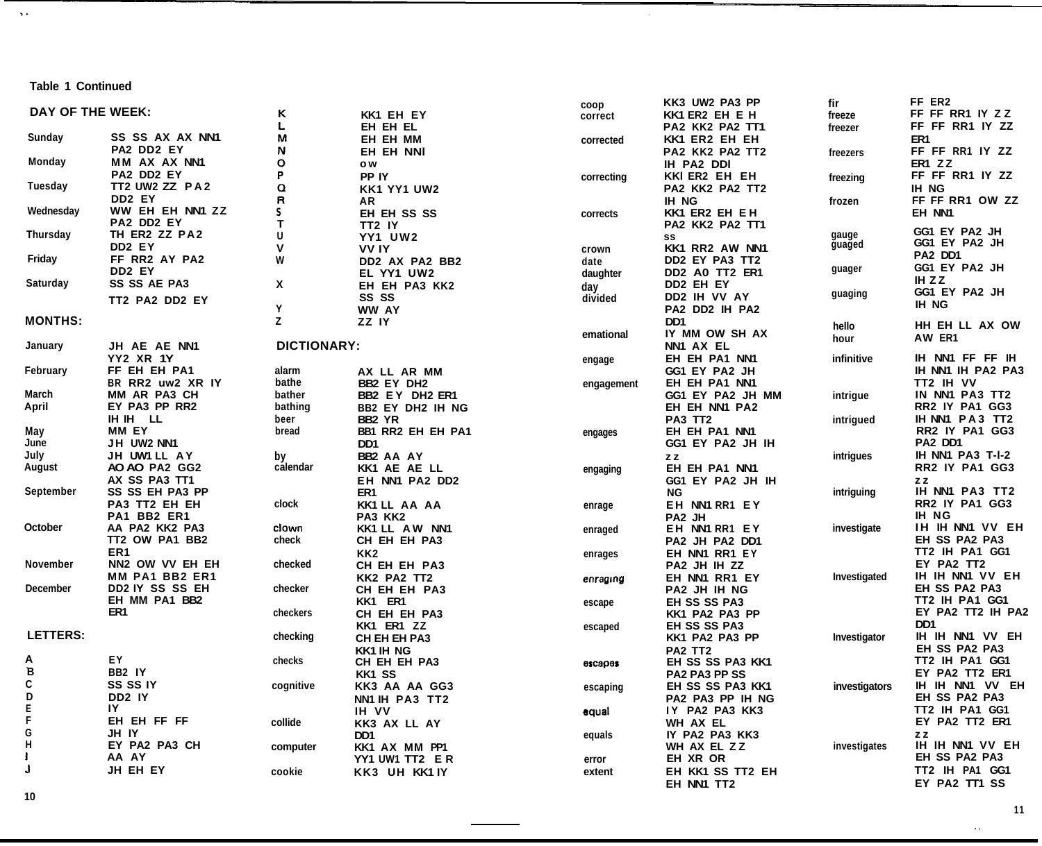**Table 1 Continued**

**DAY OF THE WEEK:**

| | |
|---|---|
| Sunday | SS SS AX AX NN1 PA2 DD2 EY |
| Monday | MM AX AX NN1 PA2 DD2 EY |
| Tuesday | TT2 UW2 ZZ PA2 DD2 EY |
| Wednesday | WW EH EH NN1 ZZ PA2 DD2 EY |
| Thursday | TH ER2 ZZ PA2 DD2 EY |
| Friday | FF RR2 AY PA2 DD2 EY |
| Saturday | SS SS AE PA3 TT2 PA2 DD2 EY |

**MONTHS:**

| | |
|---|---|
| January | JH AE AE NN1 YY2 XR 1Y |
| February | FF EH EH PA1 BR RR2 uw2 XR IY |
| March | MM AR PA3 CH |
| April | EY PA3 PP RR2 IH IH LL |
| May | MM EY |
| June | JH UW2 NN1 |
| July | JH UW1 LL AY |
| August | AO AO PA2 GG2 AX SS PA3 TT1 |
| September | SS SS EH PA3 PP PA3 TT2 EH EH PA1 BB2 ER1 |
| October | AA PA2 KK2 PA3 TT2 OW PA1 BB2 ER1 |
| November | NN2 OW VV EH EH MM PA1 BB2 ER1 |
| December | DD2 IY SS SS EH EH MM PA1 BB2 ER1 |

**LETTERS:**

| | |
|---|---|
| A | EY |
| B | BB2 IY |
| C | SS SS IY |
| D | DD2 IY |
| E | IY |
| F | EH EH FF FF |
| G | JH IY |
| H | EY PA2 PA3 CH |
| I | AA AY |
| J | JH EH EY |
| K | KK1 EH EY |
| L | EH EH EL |
| M | EH EH MM |
| N | EH EH NNI |
| O | OW |
| P | PP IY |
| Q | KK1 YY1 UW2 |
| R | AR |
| S | EH EH SS SS |
| T | TT2 IY |
| U | YY1 UW2 |
| V | VV IY |
| W | DD2 AX PA2 BB2 EL YY1 UW2 |
| X | EH EH PA3 KK2 SS SS |
| Y | WW AY |
| Z | ZZ IY |

**DICTIONARY:**

| | |
|---|---|
| alarm | AX LL AR MM |
| bathe | BB2 EY DH2 |
| bather | BB2 EY DH2 ER1 |
| bathing | BB2 EY DH2 IH NG |
| beer | BB2 YR |
| bread | BB1 RR2 EH EH PA1 DD1 |
| by | BB2 AA AY |
| calendar | KK1 AE AE LL EH NN1 PA2 DD2 ER1 |
| clock | KK1 LL AA AA PA3 KK2 |
| clown | KK1 LL AW NN1 |
| check | CH EH EH PA3 KK2 |
| checked | CH EH EH PA3 KK2 PA2 TT2 |
| checker | CH EH EH PA3 KK1 ER1 |
| checkers | CH EH EH PA3 KK1 ER1 ZZ |
| checking | CH EH EH PA3 KK1 IH NG |
| checks | CH EH EH PA3 KK1 SS |
| cognitive | KK3 AA AA GG3 NN1 IH PA3 TT2 IH VV |
| collide | KK3 AX LL AY DD1 |
| computer | KK1 AX MM PP1 YY1 UW1 TT2 ER |
| cookie | KK3 UH KK1 IY |
| coop | KK3 UW2 PA3 PP |
| correct | KK1 ER2 EH EH PA2 KK2 PA2 TT1 |
| corrected | KK1 ER2 EH EH PA2 KK2 PA2 TT2 IH PA2 DDI |
| correcting | KKI ER2 EH EH PA2 KK2 PA2 TT2 IH NG |
| corrects | KK1 ER2 EH EH PA2 KK2 PA2 TT1 SS |
| crown | KK1 RR2 AW NN1 |
| date | DD2 EY PA3 TT2 |
| daughter | DD2 AO TT2 ER1 |
| day | DD2 EH EY |
| divided | DD2 IH VV AY PA2 DD2 IH PA2 DD1 |
| emational | IY MM OW SH AX NN1 AX EL |
| engage | EH EH PA1 NN1 GG1 EY PA2 JH |
| engagement | EH EH PA1 NN1 GG1 EY PA2 JH MM EH EH NN1 PA2 PA3 TT2 |
| engages | EH EH PA1 NN1 GG1 EY PA2 JH IH ZZ |
| engaging | EH EH PA1 NN1 GG1 EY PA2 JH IH NG |
| enrage | EH NN1 RR1 EY PA2 JH |
| enraged | EH NN1 RR1 EY PA2 JH PA2 DD1 |
| enrages | EH NN1 RR1 EY PA2 JH IH ZZ |
| enraging | EH NN1 RR1 EY PA2 JH IH NG |
| escape | EH SS SS PA3 KK1 PA2 PA3 PP |
| escaped | EH SS SS PA3 KK1 PA2 PA3 PP PA2 TT2 |
| escapes | EH SS SS PA3 KK1 PA2 PA3 PP SS |
| escaping | EH SS SS PA3 KK1 PA2 PA3 PP IH NG |
| equal | IY PA2 PA3 KK3 WH AX EL |
| equals | IY PA2 PA3 KK3 WH AX EL ZZ |
| error | EH XR OR |
| extent | EH KK1 SS TT2 EH EH NN1 TT2 |
| fir | FF ER2 |
| freeze | FF FF RR1 IY ZZ |
| freezer | FF FF RR1 IY ZZ ER1 |
| freezers | FF FF RR1 IY ZZ ER1 ZZ |
| freezing | FF FF RR1 IY ZZ IH NG |
| frozen | FF FF RR1 OW ZZ EH NN1 |
| gauge | GG1 EY PA2 JH |
| guaged | GG1 EY PA2 JH PA2 DD1 |
| guager | GG1 EY PA2 JH IH ZZ |
| guaging | GG1 EY PA2 JH IH NG |
| hello | HH EH LL AX OW |
| hour | AW ER1 |
| infinitive | IH NN1 FF FF IH IH NN1 IH PA2 PA3 TT2 IH VV |
| intrigue | IN NN1 PA3 TT2 RR2 IY PA1 GG3 |
| intrigued | IH NN1 PA3 TT2 RR2 IY PA1 GG3 PA2 DD1 |
| intrigues | IH NN1 PA3 T-I-2 RR2 IY PA1 GG3 ZZ |
| intriguing | IH NN1 PA3 TT2 RR2 IY PA1 GG3 IH NG |
| investigate | IH IH NN1 VV EH EH SS PA2 PA3 TT2 IH PA1 GG1 EY PA2 TT2 |
| Investigated | IH IH NN1 VV EH EH SS PA2 PA3 TT2 IH PA1 GG1 EY PA2 TT2 IH PA2 DD1 |
| Investigator | IH IH NN1 VV EH EH SS PA2 PA3 TT2 IH PA1 GG1 EY PA2 TT2 ER1 |
| investigators | IH IH NN1 VV EH EH SS PA2 PA3 TT2 IH PA1 GG1 EY PA2 TT2 ER1 ZZ |
| investigates | IH IH NN1 VV EH EH SS PA2 PA3 TT2 IH PA1 GG1 EY PA2 TT1 SS |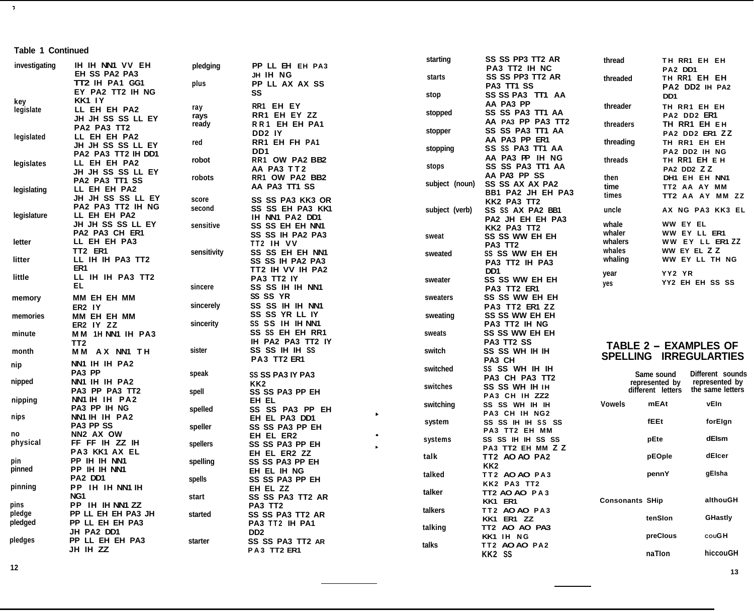## Table 1 Continued

| Word | Phonemes |
|---|---|
| investigating | IH IH NN1 VV EH EH SS PA2 PA3 TT2 IH PA1 GG1 EY PA2 TT2 IH NG |
| key | KK1 IY |
| legislate | LL EH EH PA2 JH JH SS SS LL EY PA2 PA3 TT2 |
| legislated | LL EH EH PA2 JH JH SS SS LL EY PA2 PA3 TT2 IH DD1 |
| legislates | LL EH EH PA2 JH JH SS SS LL EY PA2 PA3 TT1 SS |
| legislating | LL EH EH PA2 JH JH SS SS LL EY PA2 PA3 TT2 IH NG |
| legislature | LL EH EH PA2 JH JH SS SS LL EY PA2 PA3 CH ER1 |
| letter | LL EH EH PA3 TT2 ER1 |
| litter | LL IH IH PA3 TT2 ER1 |
| little | LL IH IH PA3 TT2 EL |
| memory | MM EH EH MM ER2 IY |
| memories | MM EH EH MM ER2 IY ZZ |
| minute | MM IH NN1 IH PA3 TT2 |
| month | MM AX NN1 TH |
| nip | NN1 IH IH PA2 PA3 PP |
| nipped | NN1 IH IH PA2 PA3 PP PA3 TT2 |
| nipping | NN1 IH IH PA2 PA3 PP IH NG |
| nips | NN1 IH IH PA2 PA3 PP SS |
| no | NN2 AX OW |
| physical | FF FF IH ZZ IH PA3 KK1 AX EL |
| pin | PP IH IH NN1 |
| pinned | PP IH IH NN1 PA2 DD1 |
| pinning | PP IH IH NN1 IH NG1 |
| pins | PP IH IH NN1 ZZ |
| pledge | PP LL EH EH PA3 JH |
| pledged | PP LL EH EH PA3 JH PA2 DD1 |
| pledges | PP LL EH EH PA3 JH IH ZZ |
| pledging | PP LL EH EH PA3 JH IH NG |
| plus | PP LL AX AX SS SS |
| ray | RR1 EH EY |
| rays | RR1 EH EY ZZ |
| ready | RR1 EH EH PA1 DD2 IY |
| red | RR1 EH FH PA1 DD1 |
| robot | RR1 OW PA2 BB2 AA PA3 TT2 |
| robots | RR1 OW PA2 BB2 AA PA3 TT1 SS |
| score | SS SS PA3 KK3 OR |
| second | SS SS EH PA3 KK1 IH NN1 PA2 DD1 |
| sensitive | SS SS EH EH NN1 SS SS IH PA2 PA3 TT2 IH VV |
| sensitivity | SS SS EH EH NN1 SS SS IH PA2 PA3 TT2 IH VV IH PA2 PA3 TT2 IY |
| sincere | SS SS IH IH NN1 SS SS YR |
| sincerely | SS SS IH IH NN1 SS SS YR LL IY |
| sincerity | SS SS IH IH NN1 SS SS EH EH RR1 IH PA2 PA3 TT2 IY |
| sister | SS SS IH IH SS PA3 TT2 ER1 |
| speak | SS SS PA3 IY PA3 KK2 |
| spell | SS SS PA3 PP EH EH EL |
| spelled | SS SS PA3 PP EH EH EL PA3 DD1 |
| speller | SS SS PA3 PP EH EH EL ER2 |
| spellers | SS SS PA3 PP EH EH EL ER2 ZZ |
| spelling | SS SS PA3 PP EH EH EL IH NG |
| spells | SS SS PA3 PP EH EH EL ZZ |
| start | SS SS PA3 TT2 AR PA3 TT2 |
| started | SS SS PA3 TT2 AR PA3 TT2 IH PA1 DD2 |
| starter | SS SS PA3 TT2 AR PA3 TT2 ER1 |
| starting | SS SS PP3 TT2 AR PA3 TT2 IH NC |
| starts | SS SS PP3 TT2 AR PA3 TT1 SS |
| stop | SS SS PA3 TT1 AA AA PA3 PP |
| stopped | SS SS PA3 TT1 AA AA PA3 PP PA3 TT2 |
| stopper | SS SS PA3 TT1 AA AA PA3 PP ER1 |
| stopping | SS SS PA3 TT1 AA AA PA3 PP IH NG |
| stops | SS SS PA3 TT1 AA AA PA3 PP SS |
| subject (noun) | SS SS AX AX PA2 BB1 PA2 JH EH PA3 KK2 PA3 TT2 |
| subject (verb) | SS SS AX PA2 BB1 PA2 JH EH EH PA3 KK2 PA3 TT2 |
| sweat | SS SS WW EH EH PA3 TT2 |
| sweated | SS SS WW EH EH PA3 TT2 IH PA3 DD1 |
| sweater | SS SS WW EH EH PA3 TT2 ER1 |
| sweaters | SS SS WW EH EH PA3 TT2 ER1 ZZ |
| sweating | SS SS WW EH EH PA3 TT2 IH NG |
| sweats | SS SS WW EH EH PA3 TT2 SS |
| switch | SS SS WH IH IH PA3 CH |
| switched | SS SS WH IH IH PA3 CH PA3 TT2 |
| switches | SS SS WH IH IH PA3 CH IH ZZ2 |
| switching | SS SS WH IH IH PA3 CH IH NG2 |
| system | SS SS IH IH SS SS PA3 TT2 EH MM |
| systems | SS SS IH IH SS SS PA3 TT2 EH MM ZZ |
| talk | TT2 AO AO PA2 KK2 |
| talked | TT2 AO AO PA3 KK2 PA3 TT2 |
| talker | TT2 AO AO PA3 KK1 ER1 |
| talkers | TT2 AO AO PA3 KK1 ER1 ZZ |
| talking | TT2 AO AO PA3 KK1 IH NG |
| talks | TT2 AO AO PA2 KK2 SS |
| thread | TH RR1 EH EH PA2 DD1 |
| threaded | TH RR1 EH EH PA2 DD2 IH PA2 DD1 |
| threader | TH RR1 EH EH PA2 DD2 ER1 |
| threaders | TH RR1 EH EH PA2 DD2 ER1 ZZ |
| threading | TH RR1 EH EH PA2 DD2 IH NG |
| threads | TH RR1 EH EH PA2 DD2 ZZ |
| then | DH1 EH EH NN1 |
| time | TT2 AA AY MM |
| times | TT2 AA AY MM ZZ |
| uncle | AX NG PA3 KK3 EL |
| whale | WW EY EL |
| whaler | WW EY LL ER1 |
| whalers | WW EY LL ER1 ZZ |
| whales | WW EY EL ZZ |
| whaling | WW EY LL TH NG |
| year | YY2 YR |
| yes | YY2 EH EH SS SS |

## TABLE 2 – EXAMPLES OF SPELLING IRREGULARTIES

| | Same sound represented by different letters | Different sounds represented by the same letters |
|---|---|---|
| Vowels | mEAt | vEIn |
| | fEEt | forEIgn |
| | pEte | dEIsm |
| | pEOple | dEIcer |
| | pennY | gEIsha |
| Consonants | SHip | althouGH |
| | tenSIon | GHastly |
| | preCIous | couGH |
| | naTIon | hiccouGH |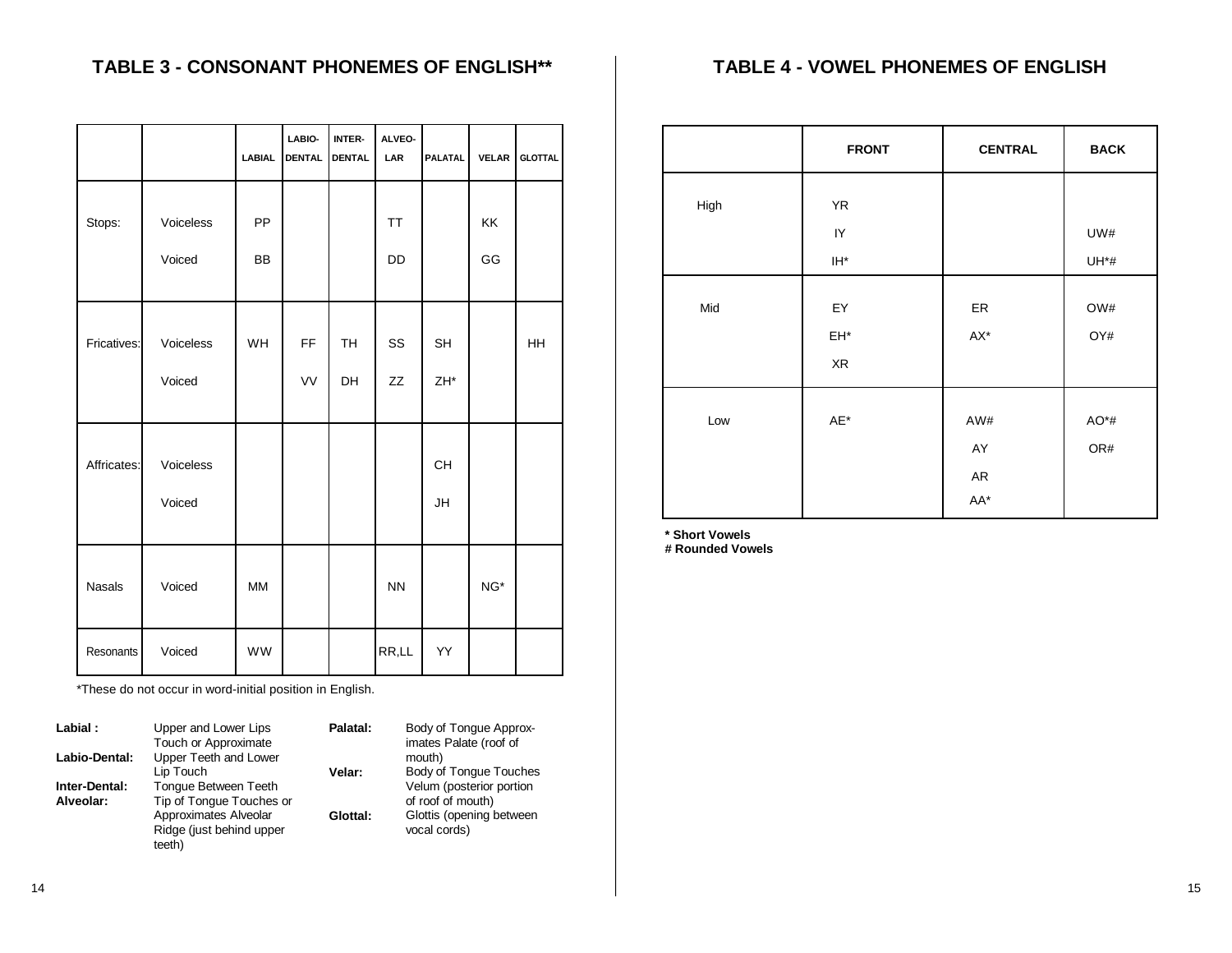## TABLE 3 - CONSONANT PHONEMES OF ENGLISH**

| | | LABIAL | LABIO-DENTAL | INTER-DENTAL | ALVEOLAR | PALATAL | VELAR | GLOTTAL |
|---|---|---|---|---|---|---|---|---|
| Stops: | Voiceless | PP | | | TT | | KK | |
| | Voiced | BB | | | DD | | GG | |
| Fricatives: | Voiceless | WH | FF | TH | SS | SH | | HH |
| | Voiced | | VV | DH | ZZ | ZH* | | |
| Affricates: | Voiceless | | | | | CH | | |
| | Voiced | | | | | JH | | |
| Nasals | Voiced | MM | | | NN | | NG* | |
| Resonants | Voiced | WW | | | RR,LL | YY | | |

*These do not occur in word-initial position in English.

**Labial :** Upper and Lower Lips Touch or Approximate

**Labio-Dental:** Upper Teeth and Lower Lip Touch

**Inter-Dental:** Tongue Between Teeth

**Alveolar:** Tip of Tongue Touches or Approximates Alveolar Ridge (just behind upper teeth)

**Palatal:** Body of Tongue Approximates Palate (roof of mouth)

**Velar:** Body of Tongue Touches Velum (posterior portion of roof of mouth)

**Glottal:** Glottis (opening between vocal cords)

## TABLE 4 - VOWEL PHONEMES OF ENGLISH

| | FRONT | CENTRAL | BACK |
|---|---|---|---|
| High | YR<br>IY<br>IH* | | UW#<br>UH*# |
| Mid | EY<br>EH*<br>XR | ER<br>AX* | OW#<br>OY# |
| Low | AE* | AW#<br>AY<br>AR<br>AA* | AO*#<br>OR# |

**\* Short Vowels**
**# Rounded Vowels**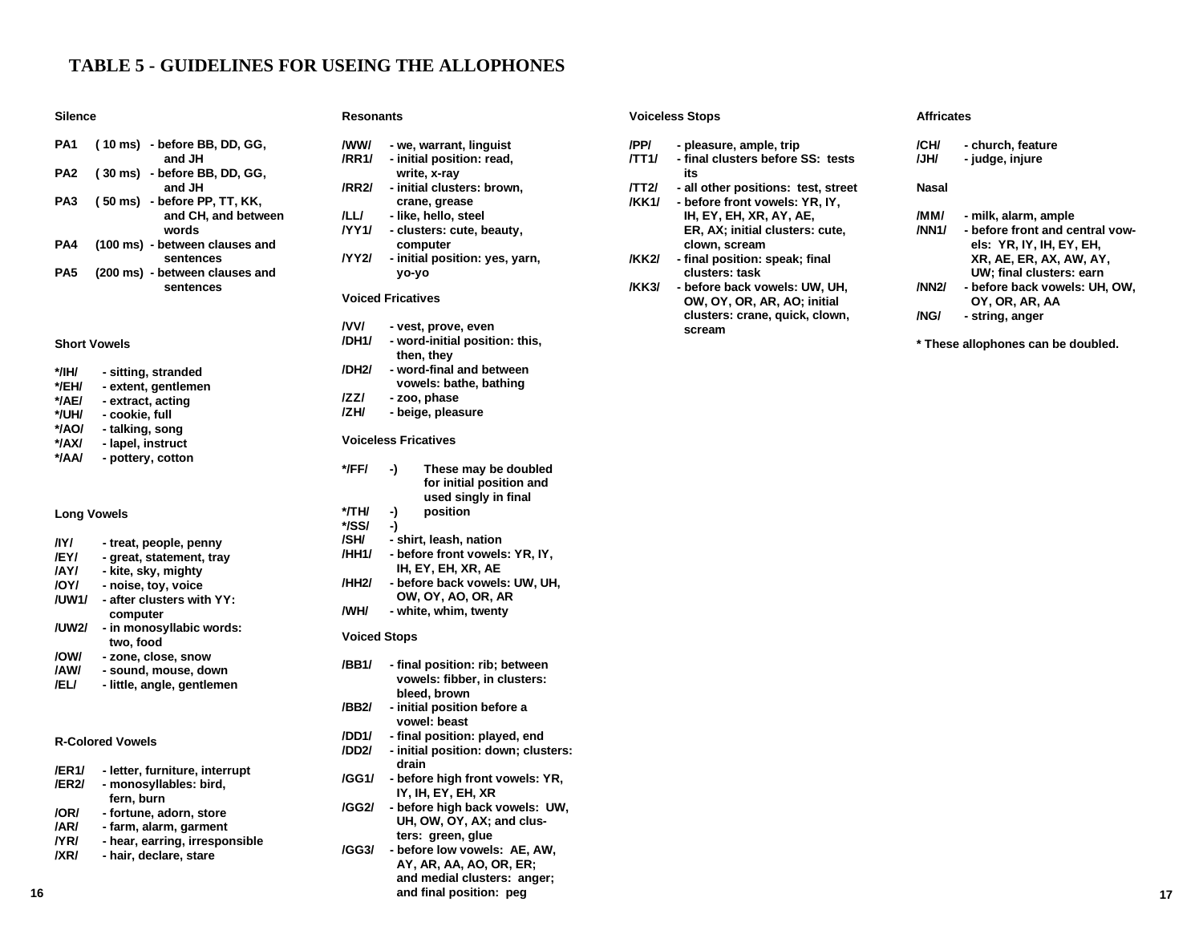# TABLE 5 - GUIDELINES FOR USEING THE ALLOPHONES

### Silence

| | | |
|---|---|---|
| PA1 | ( 10 ms) | - before BB, DD, GG, and JH |
| PA2 | ( 30 ms) | - before BB, DD, GG, and JH |
| PA3 | ( 50 ms) | - before PP, TT, KK, and CH, and between words |
| PA4 | (100 ms) | - between clauses and sentences |
| PA5 | (200 ms) | - between clauses and sentences |

### Short Vowels

| | |
|---|---|
| */IH/ | - sitting, stranded |
| */EH/ | - extent, gentlemen |
| */AE/ | - extract, acting |
| */UH/ | - cookie, full |
| */AO/ | - talking, song |
| */AX/ | - lapel, instruct |
| */AA/ | - pottery, cotton |

### Long Vowels

| | |
|---|---|
| /IY/ | - treat, people, penny |
| /EY/ | - great, statement, tray |
| /AY/ | - kite, sky, mighty |
| /OY/ | - noise, toy, voice |
| /UW1/ | - after clusters with YY: computer |
| /UW2/ | - in monosyllabic words: two, food |
| /OW/ | - zone, close, snow |
| /AW/ | - sound, mouse, down |
| /EL/ | - little, angle, gentlemen |

### R-Colored Vowels

| | |
|---|---|
| /ER1/ | - letter, furniture, interrupt |
| /ER2/ | - monosyllables: bird, fern, burn |
| /OR/ | - fortune, adorn, store |
| /AR/ | - farm, alarm, garment |
| /YR/ | - hear, earring, irresponsible |
| /XR/ | - hair, declare, stare |

### Resonants

| | |
|---|---|
| /WW/ | - we, warrant, linguist |
| /RR1/ | - initial position: read, write, x-ray |
| /RR2/ | - initial clusters: brown, crane, grease |
| /LL/ | - like, hello, steel |
| /YY1/ | - clusters: cute, beauty, computer |
| /YY2/ | - initial position: yes, yarn, yo-yo |

### Voiced Fricatives

| | |
|---|---|
| /VV/ | - vest, prove, even |
| /DH1/ | - word-initial position: this, then, they |
| /DH2/ | - word-final and between vowels: bathe, bathing |
| /ZZ/ | - zoo, phase |
| /ZH/ | - beige, pleasure |

### Voiceless Fricatives

| | |
|---|---|
| */FF/ | -) These may be doubled for initial position and used singly in final |
| */TH/ | -) position |
| */SS/ | -) |
| /SH/ | - shirt, leash, nation |
| /HH1/ | - before front vowels: YR, IY, IH, EY, EH, XR, AE |
| /HH2/ | - before back vowels: UW, UH, OW, OY, AO, OR, AR |
| /WH/ | - white, whim, twenty |

### Voiced Stops

| | |
|---|---|
| /BB1/ | - final position: rib; between vowels: fibber, in clusters: bleed, brown |
| /BB2/ | - initial position before a vowel: beast |
| /DD1/ | - final position: played, end |
| /DD2/ | - initial position: down; clusters: drain |
| /GG1/ | - before high front vowels: YR, IY, IH, EY, EH, XR |
| /GG2/ | - before high back vowels: UW, UH, OW, OY, AX; and clusters: green, glue |
| /GG3/ | - before low vowels: AE, AW, AY, AR, AA, AO, OR, ER; and medial clusters: anger; and final position: peg |

### Voiceless Stops

| | |
|---|---|
| /PP/ | - pleasure, ample, trip |
| /TT1/ | - final clusters before SS: tests its |
| /TT2/ | - all other positions: test, street |
| /KK1/ | - before front vowels: YR, IY, IH, EY, EH, XR, AY, AE, ER, AX; initial clusters: cute, clown, scream |
| /KK2/ | - final position: speak; final clusters: task |
| /KK3/ | - before back vowels: UW, UH, OW, OY, OR, AR, AO; initial clusters: crane, quick, clown, scream |

### Affricates

| | |
|---|---|
| /CH/ | - church, feature |
| /JH/ | - judge, injure |

### Nasal

| | |
|---|---|
| /MM/ | - milk, alarm, ample |
| /NN1/ | - before front and central vowels: YR, IY, IH, EY, EH, XR, AE, ER, AX, AW, AY, UW; final clusters: earn |
| /NN2/ | - before back vowels: UH, OW, OY, OR, AR, AA |
| /NG/ | - string, anger |

* These allophones can be doubled.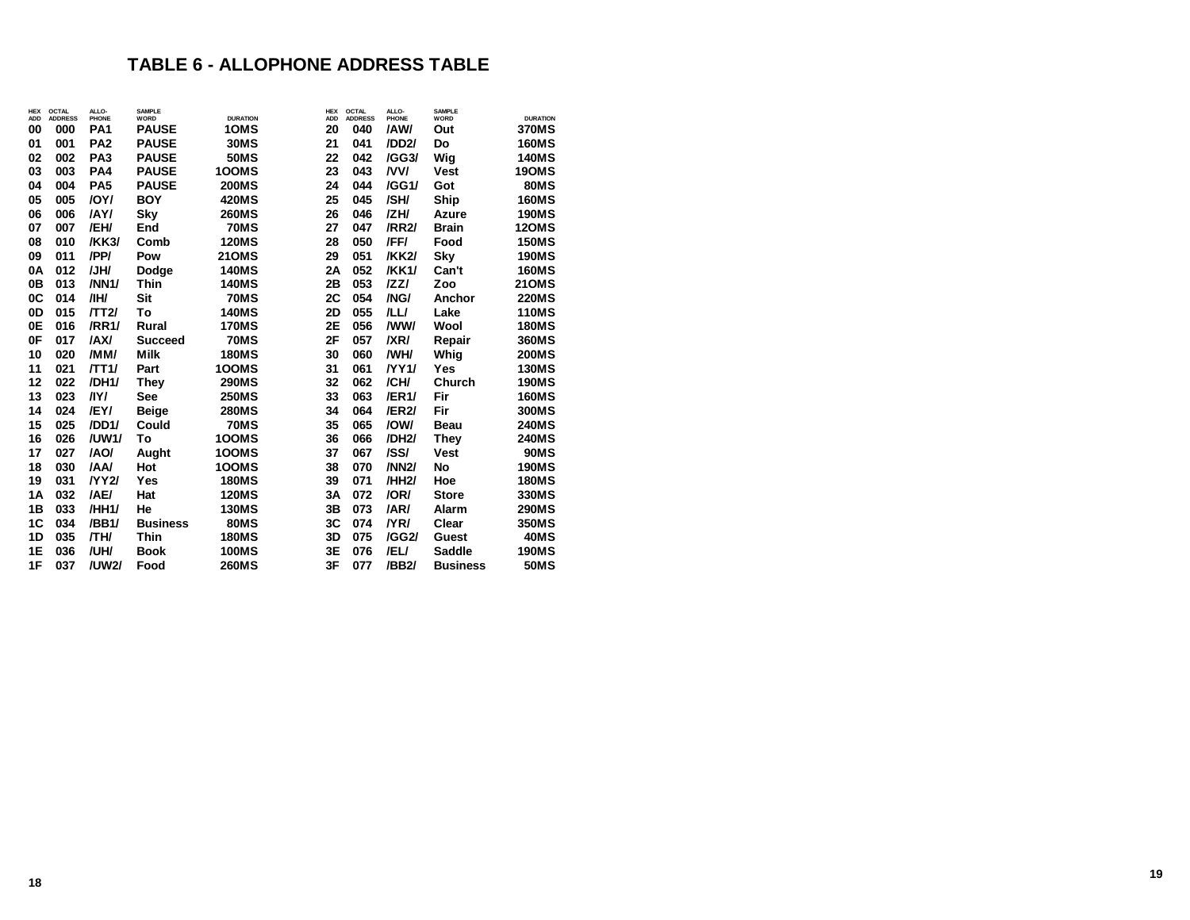# TABLE 6 - ALLOPHONE ADDRESS TABLE

| HEX ADD | OCTAL ADDRESS | ALLO-PHONE | SAMPLE WORD | DURATION |
|---|---|---|---|---|
| 00 | 000 | PA1 | PAUSE | 1OMS |
| 01 | 001 | PA2 | PAUSE | 30MS |
| 02 | 002 | PA3 | PAUSE | 50MS |
| 03 | 003 | PA4 | PAUSE | 1OOMS |
| 04 | 004 | PA5 | PAUSE | 200MS |
| 05 | 005 | /OY/ | BOY | 420MS |
| 06 | 006 | /AY/ | Sky | 260MS |
| 07 | 007 | /EH/ | End | 70MS |
| 08 | 010 | /KK3/ | Comb | 120MS |
| 09 | 011 | /PP/ | Pow | 21OMS |
| 0A | 012 | /JH/ | Dodge | 140MS |
| 0B | 013 | /NN1/ | Thin | 140MS |
| 0C | 014 | /IH/ | Sit | 70MS |
| 0D | 015 | /TT2/ | To | 140MS |
| 0E | 016 | /RR1/ | Rural | 170MS |
| 0F | 017 | /AX/ | Succeed | 70MS |
| 10 | 020 | /MM/ | Milk | 180MS |
| 11 | 021 | /TT1/ | Part | 1OOMS |
| 12 | 022 | /DH1/ | They | 290MS |
| 13 | 023 | /IY/ | See | 250MS |
| 14 | 024 | /EY/ | Beige | 280MS |
| 15 | 025 | /DD1/ | Could | 70MS |
| 16 | 026 | /UW1/ | To | 1OOMS |
| 17 | 027 | /AO/ | Aught | 1OOMS |
| 18 | 030 | /AA/ | Hot | 1OOMS |
| 19 | 031 | /YY2/ | Yes | 180MS |
| 1A | 032 | /AE/ | Hat | 120MS |
| 1B | 033 | /HH1/ | He | 130MS |
| 1C | 034 | /BB1/ | Business | 80MS |
| 1D | 035 | /TH/ | Thin | 180MS |
| 1E | 036 | /UH/ | Book | 100MS |
| 1F | 037 | /UW2/ | Food | 260MS |
| 20 | 040 | /AW/ | Out | 370MS |
| 21 | 041 | /DD2/ | Do | 160MS |
| 22 | 042 | /GG3/ | Wig | 140MS |
| 23 | 043 | /VV/ | Vest | 19OMS |
| 24 | 044 | /GG1/ | Got | 80MS |
| 25 | 045 | /SH/ | Ship | 160MS |
| 26 | 046 | /ZH/ | Azure | 190MS |
| 27 | 047 | /RR2/ | Brain | 12OMS |
| 28 | 050 | /FF/ | Food | 150MS |
| 29 | 051 | /KK2/ | Sky | 190MS |
| 2A | 052 | /KK1/ | Can't | 160MS |
| 2B | 053 | /ZZ/ | Zoo | 21OMS |
| 2C | 054 | /NG/ | Anchor | 220MS |
| 2D | 055 | /LL/ | Lake | 110MS |
| 2E | 056 | /WW/ | Wool | 180MS |
| 2F | 057 | /XR/ | Repair | 360MS |
| 30 | 060 | /WH/ | Whig | 200MS |
| 31 | 061 | /YY1/ | Yes | 130MS |
| 32 | 062 | /CH/ | Church | 190MS |
| 33 | 063 | /ER1/ | Fir | 160MS |
| 34 | 064 | /ER2/ | Fir | 300MS |
| 35 | 065 | /OW/ | Beau | 240MS |
| 36 | 066 | /DH2/ | They | 240MS |
| 37 | 067 | /SS/ | Vest | 90MS |
| 38 | 070 | /NN2/ | No | 190MS |
| 39 | 071 | /HH2/ | Hoe | 180MS |
| 3A | 072 | /OR/ | Store | 330MS |
| 3B | 073 | /AR/ | Alarm | 290MS |
| 3C | 074 | /YR/ | Clear | 350MS |
| 3D | 075 | /GG2/ | Guest | 40MS |
| 3E | 076 | /EL/ | Saddle | 190MS |
| 3F | 077 | /BB2/ | Business | 50MS |